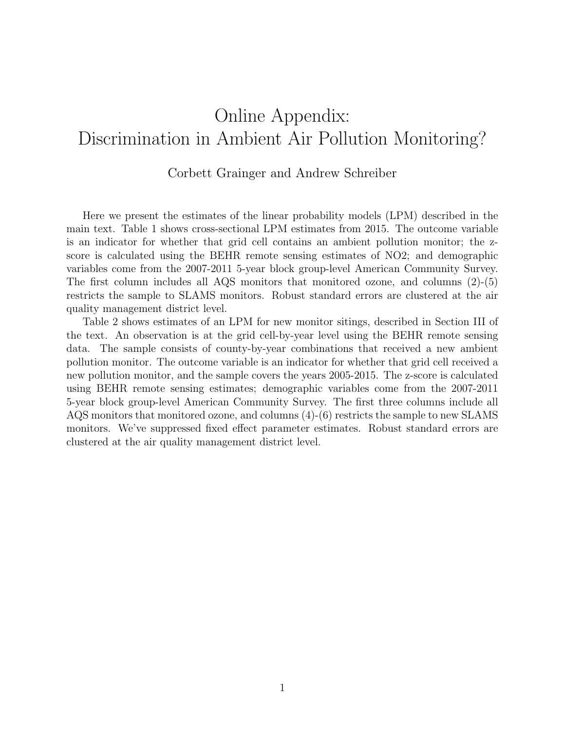# Online Appendix:
# Discrimination in Ambient Air Pollution Monitoring?

Corbett Grainger and Andrew Schreiber

Here we present the estimates of the linear probability models (LPM) described in the main text. Table 1 shows cross-sectional LPM estimates from 2015. The outcome variable is an indicator for whether that grid cell contains an ambient pollution monitor; the z-score is calculated using the BEHR remote sensing estimates of NO2; and demographic variables come from the 2007-2011 5-year block group-level American Community Survey. The first column includes all AQS monitors that monitored ozone, and columns (2)-(5) restricts the sample to SLAMS monitors. Robust standard errors are clustered at the air quality management district level.

Table 2 shows estimates of an LPM for new monitor sitings, described in Section III of the text. An observation is at the grid cell-by-year level using the BEHR remote sensing data. The sample consists of county-by-year combinations that received a new ambient pollution monitor. The outcome variable is an indicator for whether that grid cell received a new pollution monitor, and the sample covers the years 2005-2015. The z-score is calculated using BEHR remote sensing estimates; demographic variables come from the 2007-2011 5-year block group-level American Community Survey. The first three columns include all AQS monitors that monitored ozone, and columns (4)-(6) restricts the sample to new SLAMS monitors. We've suppressed fixed effect parameter estimates. Robust standard errors are clustered at the air quality management district level.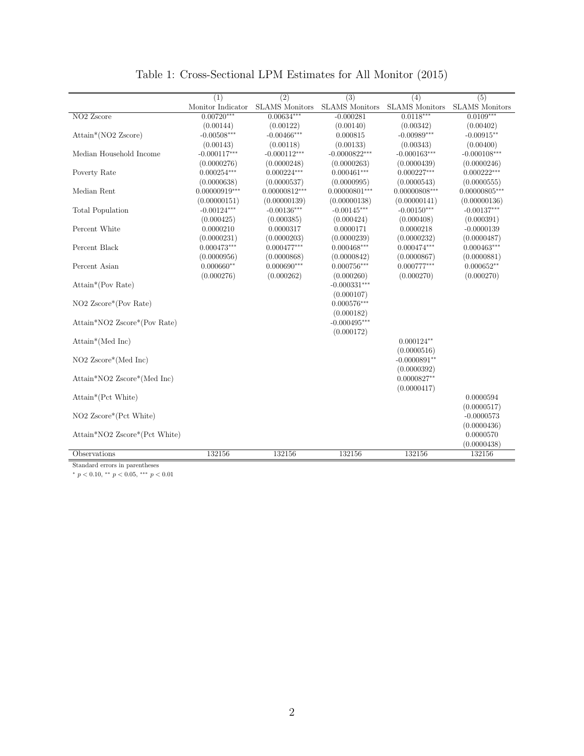Table 1: Cross-Sectional LPM Estimates for All Monitor (2015)

| | (1) | (2) | (3) | (4) | (5) |
|---|---|---|---|---|---|
| | Monitor Indicator | SLAMS Monitors | SLAMS Monitors | SLAMS Monitors | SLAMS Monitors |
| NO2 Zscore | 0.00720*** | 0.00634*** | -0.000281 | 0.0118*** | 0.0109*** |
| | (0.00144) | (0.00122) | (0.00140) | (0.00342) | (0.00402) |
| Attain*(NO2 Zscore) | -0.00508*** | -0.00466*** | 0.000815 | -0.00989*** | -0.00915** |
| | (0.00143) | (0.00118) | (0.00133) | (0.00343) | (0.00400) |
| Median Household Income | -0.000117*** | -0.000112*** | -0.0000822*** | -0.000163*** | -0.000108*** |
| | (0.0000276) | (0.0000248) | (0.0000263) | (0.0000439) | (0.0000246) |
| Poverty Rate | 0.000254*** | 0.000224*** | 0.000461*** | 0.000227*** | 0.000222*** |
| | (0.0000638) | (0.0000537) | (0.0000995) | (0.0000543) | (0.0000555) |
| Median Rent | 0.00000919*** | 0.00000812*** | 0.00000801*** | 0.00000808*** | 0.00000805*** |
| | (0.00000151) | (0.00000139) | (0.00000138) | (0.00000141) | (0.00000136) |
| Total Population | -0.00124*** | -0.00136*** | -0.00145*** | -0.00150*** | -0.00137*** |
| | (0.000425) | (0.000385) | (0.000424) | (0.000408) | (0.000391) |
| Percent White | 0.0000210 | 0.0000317 | 0.0000171 | 0.0000218 | -0.0000139 |
| | (0.0000231) | (0.0000203) | (0.0000239) | (0.0000232) | (0.0000487) |
| Percent Black | 0.000473*** | 0.000477*** | 0.000468*** | 0.000474*** | 0.000463*** |
| | (0.0000956) | (0.0000868) | (0.0000842) | (0.0000867) | (0.0000881) |
| Percent Asian | 0.000660** | 0.000690*** | 0.000756*** | 0.000777*** | 0.000652** |
| | (0.000276) | (0.000262) | (0.000260) | (0.000270) | (0.000270) |
| Attain*(Pov Rate) | | | -0.000331*** | | |
| | | | (0.000107) | | |
| NO2 Zscore*(Pov Rate) | | | 0.000576*** | | |
| | | | (0.000182) | | |
| Attain*NO2 Zscore*(Pov Rate) | | | -0.000495*** | | |
| | | | (0.000172) | | |
| Attain*(Med Inc) | | | | 0.000124** | |
| | | | | (0.0000516) | |
| NO2 Zscore*(Med Inc) | | | | -0.0000891** | |
| | | | | (0.0000392) | |
| Attain*NO2 Zscore*(Med Inc) | | | | 0.0000827** | |
| | | | | (0.0000417) | |
| Attain*(Pct White) | | | | | 0.0000594 |
| | | | | | (0.0000517) |
| NO2 Zscore*(Pct White) | | | | | -0.0000573 |
| | | | | | (0.0000436) |
| Attain*NO2 Zscore*(Pct White) | | | | | 0.0000570 |
| | | | | | (0.0000438) |
| Observations | 132156 | 132156 | 132156 | 132156 | 132156 |

Standard errors in parentheses

\* $p < 0.10$, ** $p < 0.05$, *** $p < 0.01$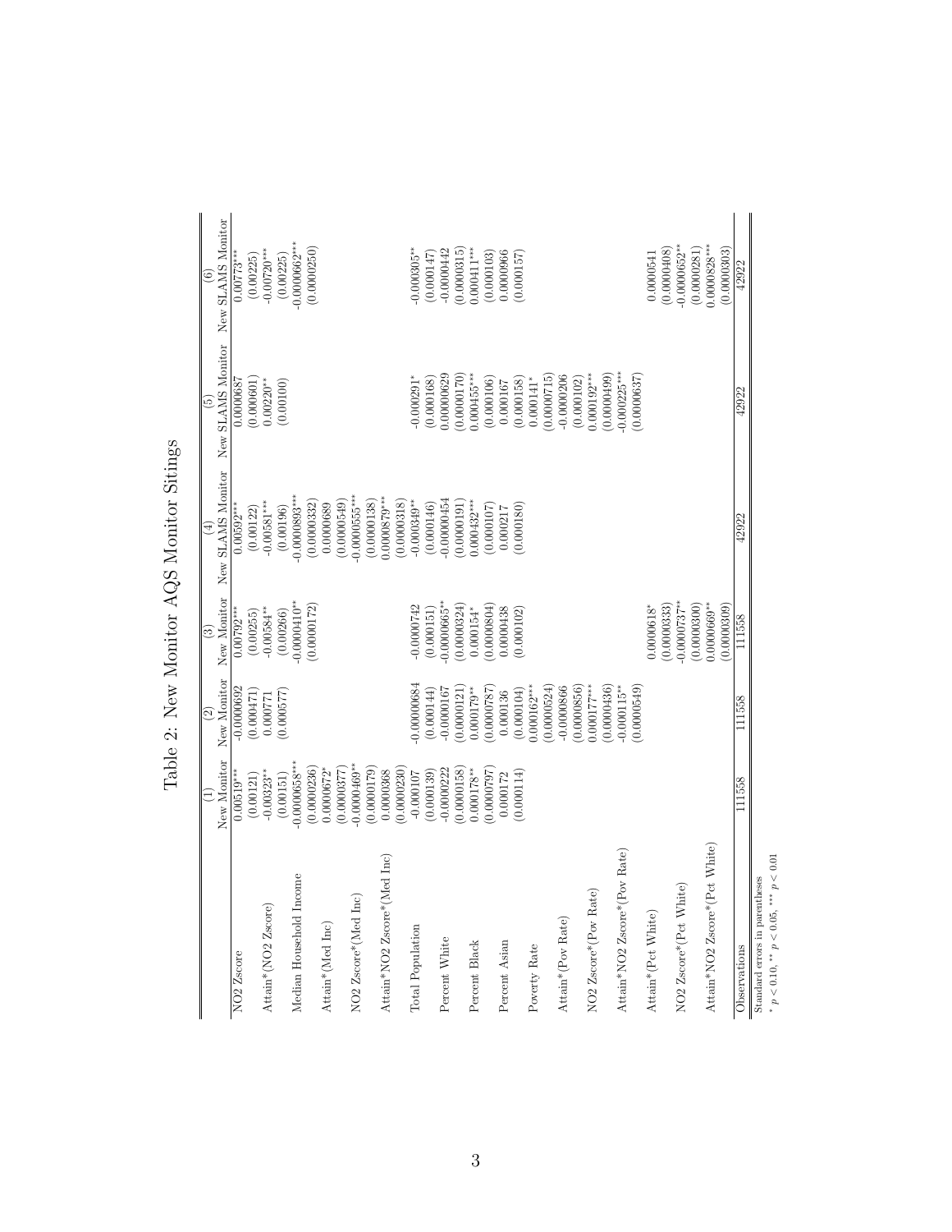# Table 2: New Monitor AQS Monitor Sitings

| | (1) | (2) | (3) | (4) | (5) | (6) |
|---|---|---|---|---|---|---|
| | New Monitor | New Monitor | New Monitor | New SLAMS Monitor | New SLAMS Monitor | New SLAMS Monitor |
| NO2 Zscore | 0.00519*** | -0.0000692 | 0.00792*** | 0.00592*** | 0.0000687 | 0.00773*** |
| | (0.00121) | (0.000471) | (0.00255) | (0.00122) | (0.000601) | (0.00225) |
| Attain*(NO2 Zscore) | -0.00323** | 0.000771 | -0.00584** | -0.00581*** | 0.00220** | -0.00720*** |
| | (0.00151) | (0.000577) | (0.00266) | (0.00196) | (0.00100) | (0.00225) |
| Median Household Income | -0.0000658*** | | -0.0000410** | -0.0000893*** | | -0.0000662*** |
| | (0.0000236) | | (0.0000172) | (0.0000332) | | (0.0000250) |
| Attain*(Med Inc) | 0.0000672* | | | 0.0000689 | | |
| | (0.0000377) | | | (0.0000549) | | |
| NO2 Zscore*(Med Inc) | -0.0000469** | | | -0.0000555*** | | |
| | (0.0000179) | | | (0.0000138) | | |
| Attain*NO2 Zscore*(Med Inc) | 0.0000368 | | | 0.0000879*** | | |
| | (0.0000230) | | | (0.0000318) | | |
| Total Population | -0.000107 | -0.00000684 | -0.0000742 | -0.000349** | -0.000291* | -0.000305** |
| | (0.000139) | (0.000144) | (0.000151) | (0.000146) | (0.000168) | (0.000147) |
| Percent White | -0.0000222 | -0.0000167 | -0.0000665** | -0.0000454 | 0.00000629 | -0.0000442 |
| | (0.0000158) | (0.0000121) | (0.0000324) | (0.0000191) | (0.0000170) | (0.0000315) |
| Percent Black | 0.000178** | 0.000179** | 0.000154* | 0.000432*** | 0.000455*** | 0.000411*** |
| | (0.0000797) | (0.0000787) | (0.0000804) | (0.000107) | (0.000106) | (0.000103) |
| Percent Asian | 0.000172 | 0.000136 | 0.0000438 | 0.000217 | 0.000167 | 0.0000966 |
| | (0.000114) | (0.000104) | (0.000102) | (0.000180) | (0.000158) | (0.000157) |
| Poverty Rate | | 0.000162*** | | | 0.000141* | |
| | | (0.0000524) | | | (0.0000715) | |
| Attain*(Pov Rate) | | -0.0000866 | | | -0.0000206 | |
| | | (0.0000856) | | | (0.000102) | |
| NO2 Zscore*(Pov Rate) | | 0.000177*** | | | 0.000192*** | |
| | | (0.0000436) | | | (0.0000499) | |
| Attain*NO2 Zscore*(Pov Rate) | | -0.000115** | | | -0.000225*** | |
| | | (0.0000549) | | | (0.0000637) | |
| Attain*(Pct White) | | | 0.0000618* | | | 0.0000541 |
| | | | (0.0000333) | | | (0.0000408) |
| NO2 Zscore*(Pct White) | | | -0.0000737** | | | -0.0000652** |
| | | | (0.0000300) | | | (0.0000281) |
| Attain*NO2 Zscore*(Pct White) | | | 0.0000669** | | | 0.0000828*** |
| | | | (0.0000309) | | | (0.0000303) |
| Observations | 111558 | 111558 | 111558 | 42922 | 42922 | 42922 |

Standard errors in parentheses

* $p < 0.10$, ** $p < 0.05$, *** $p < 0.01$